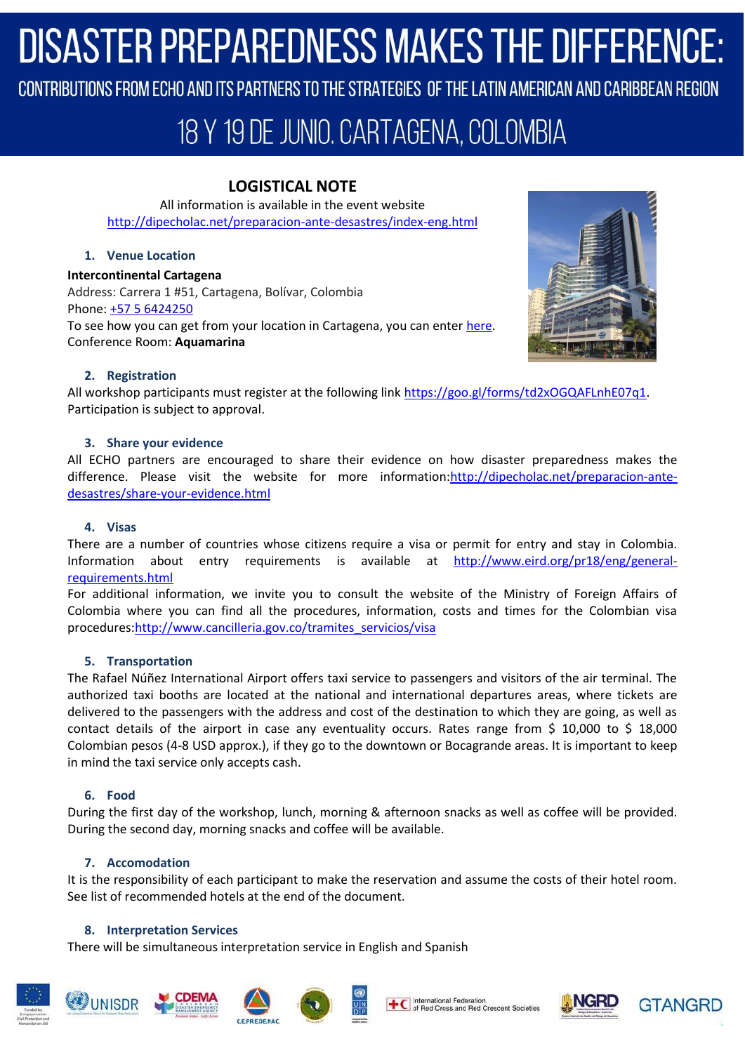# DISASTER PREPAREDNESS MAKES THE DIFFERENCE:

## CONTRIBUTIONS FROM ECHO AND ITS PARTNERS TO THE STRATEGIES OF THE LATIN AMERICAN AND CARIBBEAN REGION

## 18 Y 19 DE JUNIO. CARTAGENA, COLOMBIA

### LOGISTICAL NOTE

All information is available in the event website
http://dipecholac.net/preparacion-ante-desastres/index-eng.html

#### 1. Venue Location

**Intercontinental Cartagena**
Address: Carrera 1 #51, Cartagena, Bolívar, Colombia
Phone: +57 5 6424250
To see how you can get from your location in Cartagena, you can enter here.
Conference Room: **Aquamarina**

#### 2. Registration

All workshop participants must register at the following link https://goo.gl/forms/td2xOGQAFLnhE07q1. Participation is subject to approval.

#### 3. Share your evidence

All ECHO partners are encouraged to share their evidence on how disaster preparedness makes the difference. Please visit the website for more information:http://dipecholac.net/preparacion-ante-desastres/share-your-evidence.html

#### 4. Visas

There are a number of countries whose citizens require a visa or permit for entry and stay in Colombia. Information about entry requirements is available at http://www.eird.org/pr18/eng/general-requirements.html

For additional information, we invite you to consult the website of the Ministry of Foreign Affairs of Colombia where you can find all the procedures, information, costs and times for the Colombian visa procedures:http://www.cancilleria.gov.co/tramites_servicios/visa

#### 5. Transportation

The Rafael Núñez International Airport offers taxi service to passengers and visitors of the air terminal. The authorized taxi booths are located at the national and international departures areas, where tickets are delivered to the passengers with the address and cost of the destination to which they are going, as well as contact details of the airport in case any eventuality occurs. Rates range from $ 10,000 to $ 18,000 Colombian pesos (4-8 USD approx.), if they go to the downtown or Bocagrande areas. It is important to keep in mind the taxi service only accepts cash.

#### 6. Food

During the first day of the workshop, lunch, morning & afternoon snacks as well as coffee will be provided. During the second day, morning snacks and coffee will be available.

#### 7. Accomodation

It is the responsibility of each participant to make the reservation and assume the costs of their hotel room. See list of recommended hotels at the end of the document.

#### 8. Interpretation Services

There will be simultaneous interpretation service in English and Spanish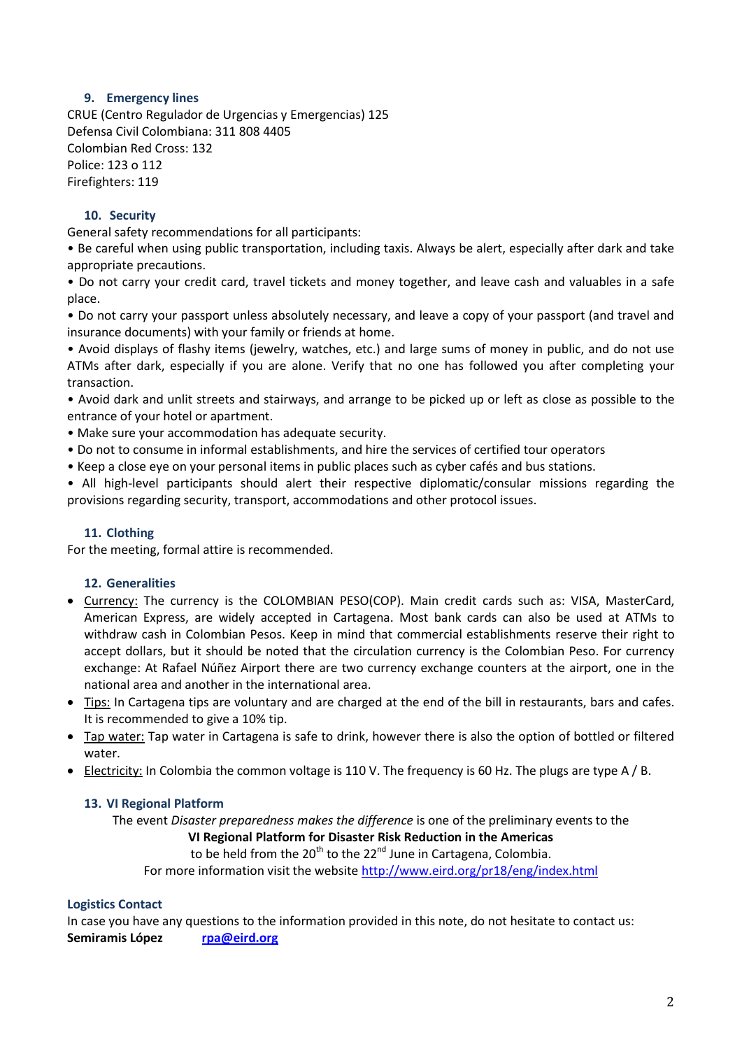## 9. Emergency lines

CRUE (Centro Regulador de Urgencias y Emergencias) 125
Defensa Civil Colombiana: 311 808 4405
Colombian Red Cross: 132
Police: 123 o 112
Firefighters: 119

## 10. Security

General safety recommendations for all participants:

• Be careful when using public transportation, including taxis. Always be alert, especially after dark and take appropriate precautions.

• Do not carry your credit card, travel tickets and money together, and leave cash and valuables in a safe place.

• Do not carry your passport unless absolutely necessary, and leave a copy of your passport (and travel and insurance documents) with your family or friends at home.

• Avoid displays of flashy items (jewelry, watches, etc.) and large sums of money in public, and do not use ATMs after dark, especially if you are alone. Verify that no one has followed you after completing your transaction.

• Avoid dark and unlit streets and stairways, and arrange to be picked up or left as close as possible to the entrance of your hotel or apartment.

• Make sure your accommodation has adequate security.

• Do not to consume in informal establishments, and hire the services of certified tour operators

• Keep a close eye on your personal items in public places such as cyber cafés and bus stations.

• All high-level participants should alert their respective diplomatic/consular missions regarding the provisions regarding security, transport, accommodations and other protocol issues.

## 11. Clothing

For the meeting, formal attire is recommended.

## 12. Generalities

- Currency: The currency is the COLOMBIAN PESO(COP). Main credit cards such as: VISA, MasterCard, American Express, are widely accepted in Cartagena. Most bank cards can also be used at ATMs to withdraw cash in Colombian Pesos. Keep in mind that commercial establishments reserve their right to accept dollars, but it should be noted that the circulation currency is the Colombian Peso. For currency exchange: At Rafael Núñez Airport there are two currency exchange counters at the airport, one in the national area and another in the international area.
- Tips: In Cartagena tips are voluntary and are charged at the end of the bill in restaurants, bars and cafes. It is recommended to give a 10% tip.
- Tap water: Tap water in Cartagena is safe to drink, however there is also the option of bottled or filtered water.
- Electricity: In Colombia the common voltage is 110 V. The frequency is 60 Hz. The plugs are type A / B.

## 13. VI Regional Platform

The event *Disaster preparedness makes the difference* is one of the preliminary events to the
**VI Regional Platform for Disaster Risk Reduction in the Americas**
to be held from the 20th to the 22nd June in Cartagena, Colombia.
For more information visit the website http://www.eird.org/pr18/eng/index.html

### Logistics Contact

In case you have any questions to the information provided in this note, do not hesitate to contact us:
**Semiramis López** rpa@eird.org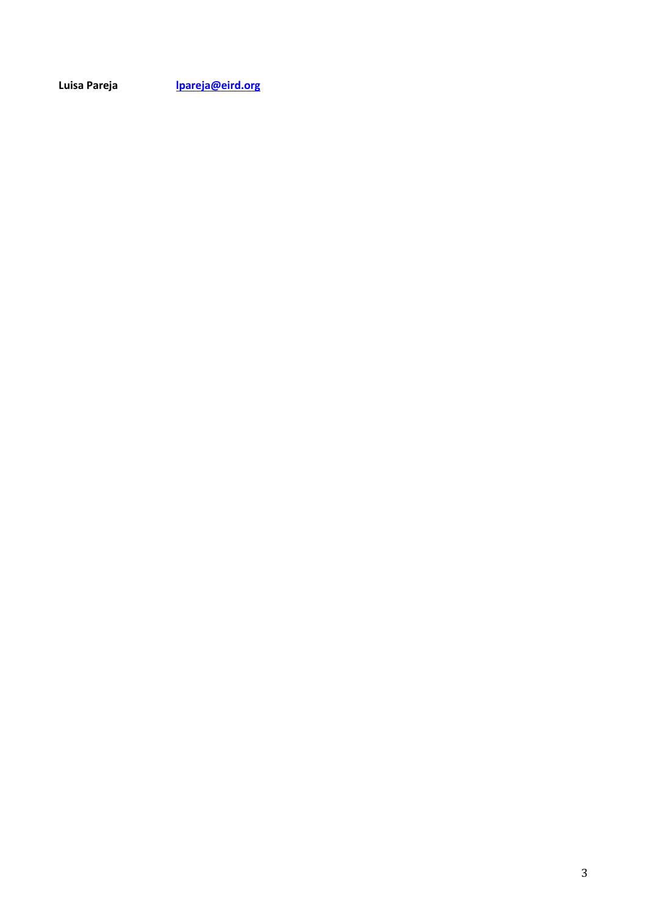**Luisa Pareja** [lpareja@eird.org](mailto:lpareja@eird.org)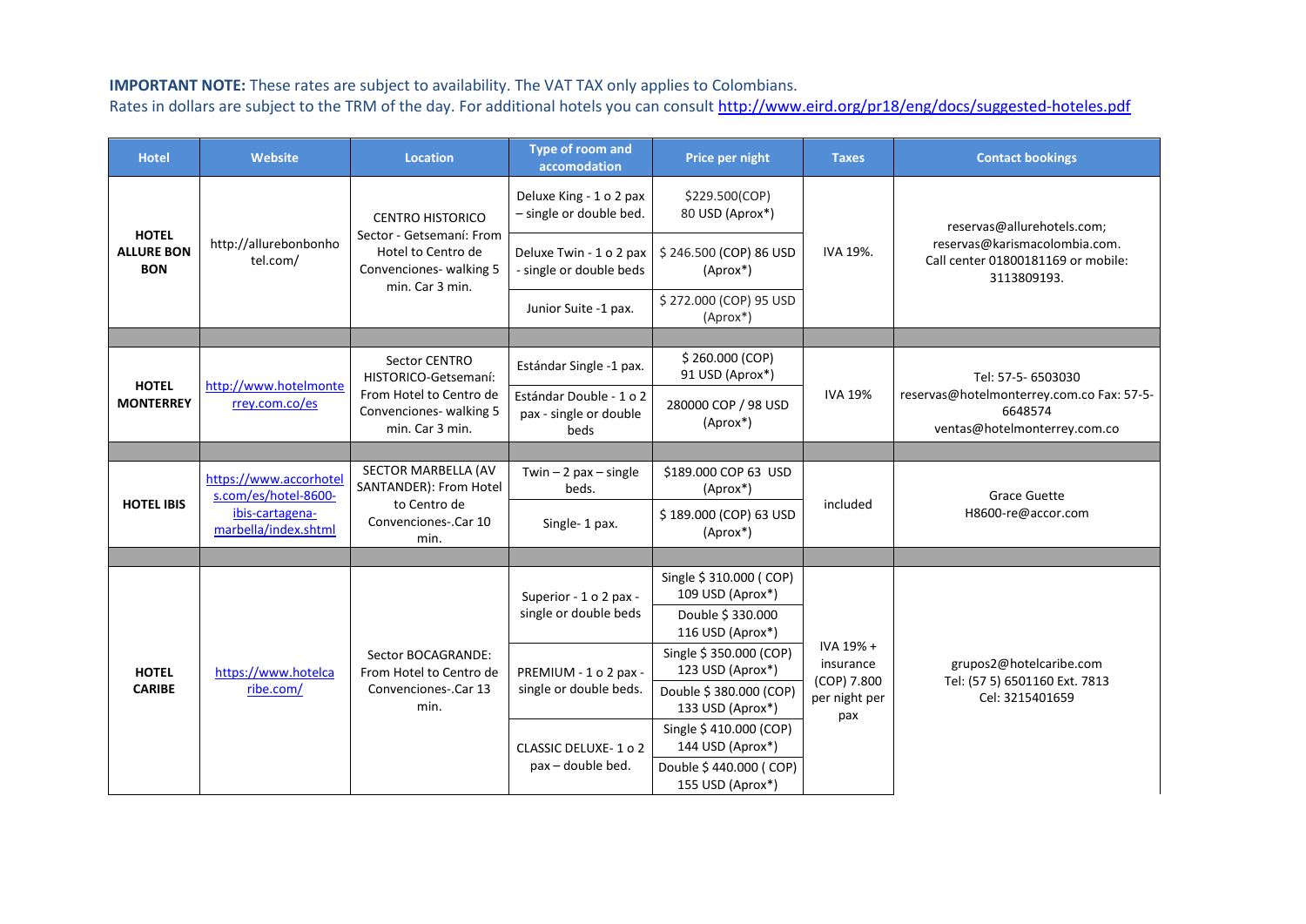**IMPORTANT NOTE:** These rates are subject to availability. The VAT TAX only applies to Colombians.
Rates in dollars are subject to the TRM of the day. For additional hotels you can consult http://www.eird.org/pr18/eng/docs/suggested-hoteles.pdf

| Hotel | Website | Location | Type of room and accomodation | Price per night | Taxes | Contact bookings |
|---|---|---|---|---|---|---|
| **HOTEL ALLURE BON BON** | http://allurebonbonhotel.com/ | CENTRO HISTORICO Sector - Getsemaní: From Hotel to Centro de Convenciones- walking 5 min. Car 3 min. | Deluxe King - 1 o 2 pax – single or double bed. | $229.500(COP) 80 USD (Aprox*) | IVA 19%. | reservas@allurehotels.com; reservas@karismacolombia.com. Call center 01800181169 or mobile: 3113809193. |
| | | | Deluxe Twin - 1 o 2 pax - single or double beds | $ 246.500 (COP) 86 USD (Aprox*) | | |
| | | | Junior Suite -1 pax. | $ 272.000 (COP) 95 USD (Aprox*) | | |
| | | | | | | |
| **HOTEL MONTERREY** | http://www.hotelmonterrey.com.co/es | Sector CENTRO HISTORICO-Getsemaní: From Hotel to Centro de Convenciones- walking 5 min. Car 3 min. | Estándar Single -1 pax. | $ 260.000 (COP) 91 USD (Aprox*) | IVA 19% | Tel: 57-5- 6503030 reservas@hotelmonterrey.com.co Fax: 57-5-6648574 ventas@hotelmonterrey.com.co |
| | | | Estándar Double - 1 o 2 pax - single or double beds | 280000 COP / 98 USD (Aprox*) | | |
| | | | | | | |
| **HOTEL IBIS** | https://www.accorhotels.com/es/hotel-8600-ibis-cartagena-marbella/index.shtml | SECTOR MARBELLA (AV SANTANDER): From Hotel to Centro de Convenciones-.Car 10 min. | Twin – 2 pax – single beds. | $189.000 COP 63 USD (Aprox*) | included | Grace Guette H8600-re@accor.com |
| | | | Single- 1 pax. | $ 189.000 (COP) 63 USD (Aprox*) | | |
| | | | | | | |
| **HOTEL CARIBE** | https://www.hotelcaribe.com/ | Sector BOCAGRANDE: From Hotel to Centro de Convenciones-.Car 13 min. | Superior - 1 o 2 pax - single or double beds | Single $ 310.000 ( COP) 109 USD (Aprox*) | IVA 19% + insurance (COP) 7.800 per night per pax | grupos2@hotelcaribe.com Tel: (57 5) 6501160 Ext. 7813 Cel: 3215401659 |
| | | | | Double $ 330.000 116 USD (Aprox*) | | |
| | | | PREMIUM - 1 o 2 pax - single or double beds. | Single $ 350.000 (COP) 123 USD (Aprox*) | | |
| | | | | Double $ 380.000 (COP) 133 USD (Aprox*) | | |
| | | | CLASSIC DELUXE- 1 o 2 pax – double bed. | Single $ 410.000 (COP) 144 USD (Aprox*) | | |
| | | | | Double $ 440.000 ( COP) 155 USD (Aprox*) | | |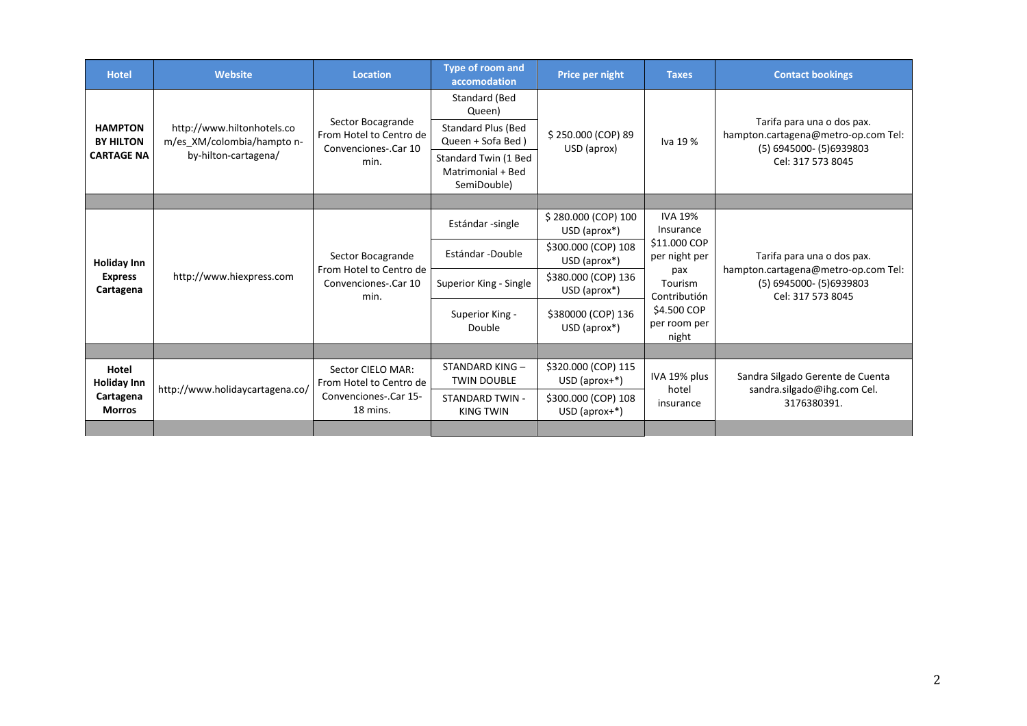| Hotel | Website | Location | Type of room and accomodation | Price per night | Taxes | Contact bookings |
|---|---|---|---|---|---|---|
| **HAMPTON BY HILTON CARTAGE NA** | http://www.hiltonhotels.com/es_XM/colombia/hampto n-by-hilton-cartagena/ | Sector Bocagrande From Hotel to Centro de Convenciones-.Car 10 min. | Standard (Bed Queen) | $ 250.000 (COP) 89 USD (aprox) | Iva 19 % | Tarifa para una o dos pax. hampton.cartagena@metro-op.com Tel: (5) 6945000- (5)6939803 Cel: 317 573 8045 |
| | | | Standard Plus (Bed Queen + Sofa Bed ) | | | |
| | | | Standard Twin (1 Bed Matrimonial + Bed SemiDouble) | | | |
| | | | | | | |
| **Holiday Inn Express Cartagena** | http://www.hiexpress.com | Sector Bocagrande From Hotel to Centro de Convenciones-.Car 10 min. | Estándar -single | $ 280.000 (COP) 100 USD (aprox*) | IVA 19% Insurance $11.000 COP per night per pax Tourism Contribution $4.500 COP per room per night | Tarifa para una o dos pax. hampton.cartagena@metro-op.com Tel: (5) 6945000- (5)6939803 Cel: 317 573 8045 |
| | | | Estándar -Double | $300.000 (COP) 108 USD (aprox*) | | |
| | | | Superior King - Single | $380.000 (COP) 136 USD (aprox*) | | |
| | | | Superior King - Double | $380000 (COP) 136 USD (aprox*) | | |
| | | | | | | |
| **Hotel Holiday Inn Cartagena Morros** | http://www.holidaycartagena.co/ | Sector CIELO MAR: From Hotel to Centro de Convenciones-.Car 15-18 mins. | STANDARD KING – TWIN DOUBLE | $320.000 (COP) 115 USD (aprox+*) | IVA 19% plus hotel insurance | Sandra Silgado Gerente de Cuenta sandra.silgado@ihg.com Cel. 3176380391. |
| | | | STANDARD TWIN - KING TWIN | $300.000 (COP) 108 USD (aprox+*) | | |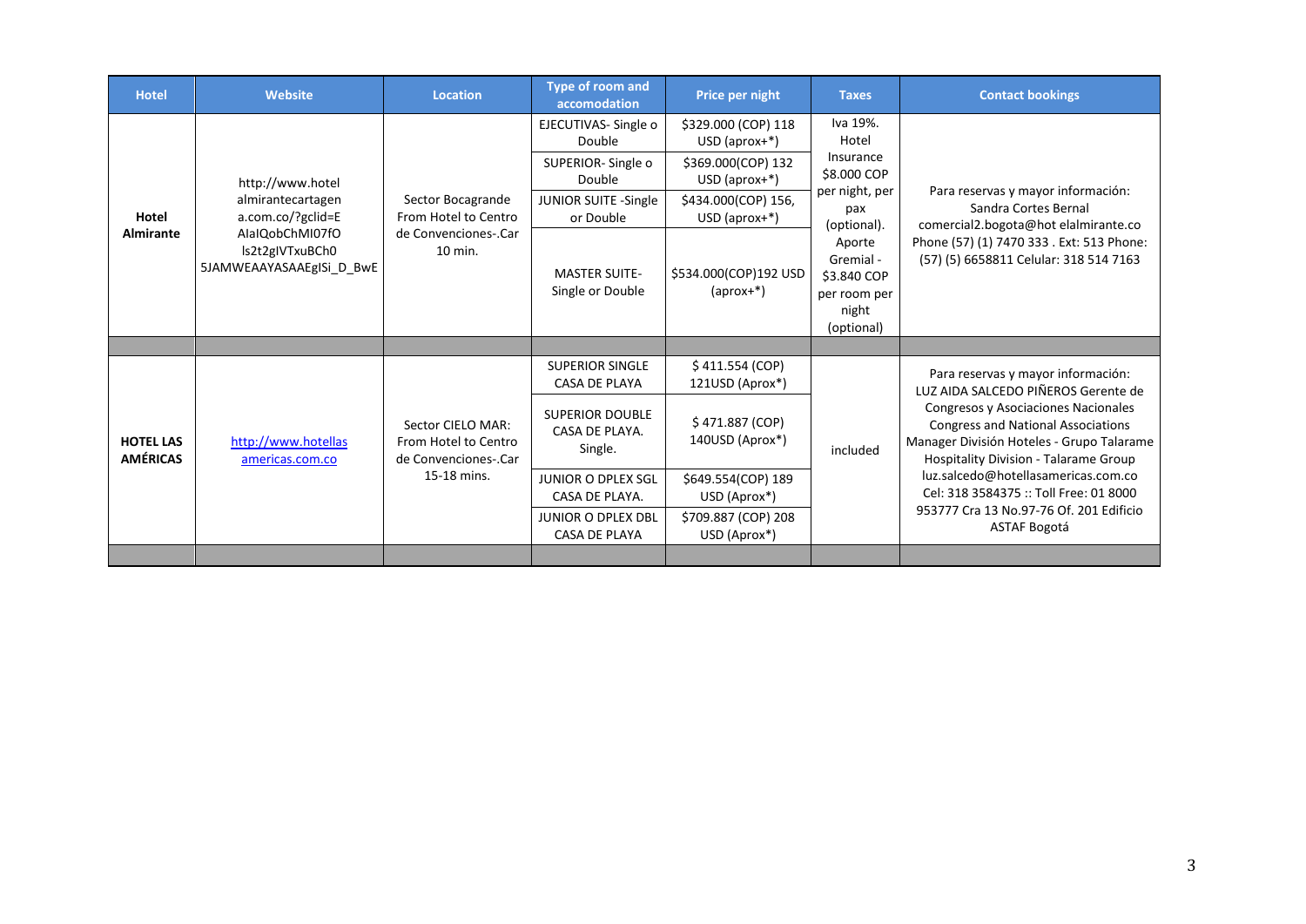| Hotel | Website | Location | Type of room and accomodation | Price per night | Taxes | Contact bookings |
|---|---|---|---|---|---|---|
| **Hotel Almirante** | http://www.hotelalmirantecartagena.com.co/?gclid=EAIaIQobChMI07fOls2t2gIVTxuBCh05JAMWEAAYASAAEgISi_D_BwE | Sector Bocagrande From Hotel to Centro de Convenciones-.Car 10 min. | EJECUTIVAS- Single o Double | $329.000 (COP) 118 USD (aprox+*) | Iva 19%. Hotel Insurance $8.000 COP per night, per pax (optional). Aporte Gremial - $3.840 COP per room per night (optional) | Para reservas y mayor información: Sandra Cortes Bernal comercial2.bogota@hot elalmirante.co Phone (57) (1) 7470 333 . Ext: 513 Phone: (57) (5) 6658811 Celular: 318 514 7163 |
| | | | SUPERIOR- Single o Double | $369.000(COP) 132 USD (aprox+*) | | |
| | | | JUNIOR SUITE -Single or Double | $434.000(COP) 156, USD (aprox+*) | | |
| | | | MASTER SUITE- Single or Double | $534.000(COP)192 USD (aprox+*) | | |
| | | | | | | |
| **HOTEL LAS AMÉRICAS** | [http://www.hotellasamericas.com.co](http://www.hotellasamericas.com.co) | Sector CIELO MAR: From Hotel to Centro de Convenciones-.Car 15-18 mins. | SUPERIOR SINGLE CASA DE PLAYA | $ 411.554 (COP) 121USD (Aprox*) | included | Para reservas y mayor información: LUZ AIDA SALCEDO PIÑEROS Gerente de Congresos y Asociaciones Nacionales Congress and National Associations Manager División Hoteles - Grupo Talarame Hospitality Division - Talarame Group luz.salcedo@hotellasamericas.com.co Cel: 318 3584375 :: Toll Free: 01 8000 953777 Cra 13 No.97-76 Of. 201 Edificio ASTAF Bogotá |
| | | | SUPERIOR DOUBLE CASA DE PLAYA. Single. | $ 471.887 (COP) 140USD (Aprox*) | | |
| | | | JUNIOR O DPLEX SGL CASA DE PLAYA. | $649.554(COP) 189 USD (Aprox*) | | |
| | | | JUNIOR O DPLEX DBL CASA DE PLAYA | $709.887 (COP) 208 USD (Aprox*) | | |